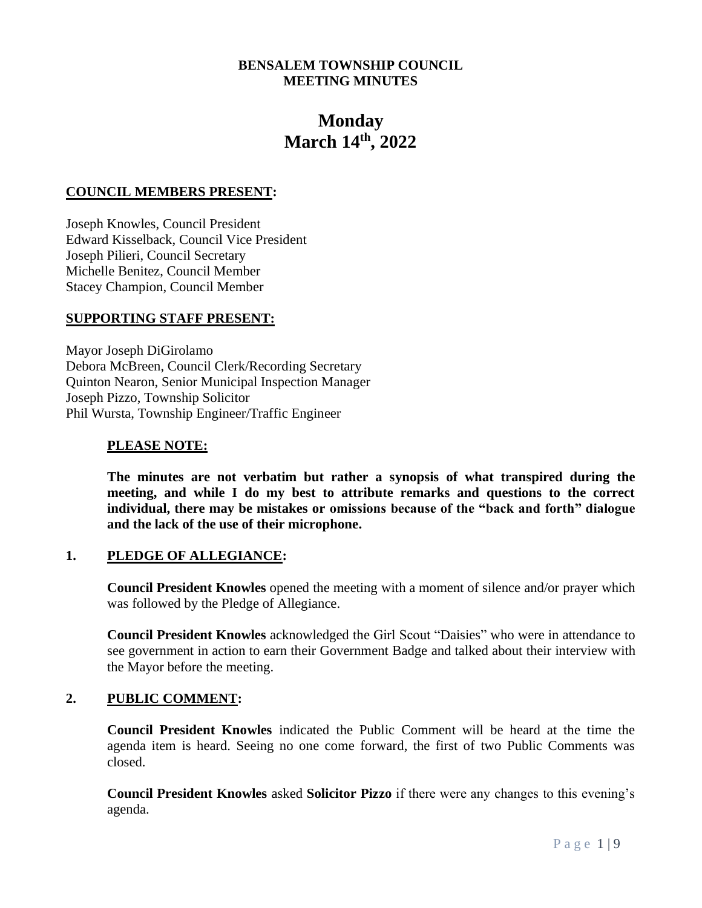**BENSALEM TOWNSHIP COUNCIL**
**MEETING MINUTES**

# Monday
# March 14th, 2022

## COUNCIL MEMBERS PRESENT:

Joseph Knowles, Council President
Edward Kisselback, Council Vice President
Joseph Pilieri, Council Secretary
Michelle Benitez, Council Member
Stacey Champion, Council Member

## SUPPORTING STAFF PRESENT:

Mayor Joseph DiGirolamo
Debora McBreen, Council Clerk/Recording Secretary
Quinton Nearon, Senior Municipal Inspection Manager
Joseph Pizzo, Township Solicitor
Phil Wursta, Township Engineer/Traffic Engineer

> **PLEASE NOTE:**
>
> **The minutes are not verbatim but rather a synopsis of what transpired during the meeting, and while I do my best to attribute remarks and questions to the correct individual, there may be mistakes or omissions because of the "back and forth" dialogue and the lack of the use of their microphone.**

## 1. PLEDGE OF ALLEGIANCE:

**Council President Knowles** opened the meeting with a moment of silence and/or prayer which was followed by the Pledge of Allegiance.

**Council President Knowles** acknowledged the Girl Scout "Daisies" who were in attendance to see government in action to earn their Government Badge and talked about their interview with the Mayor before the meeting.

## 2. PUBLIC COMMENT:

**Council President Knowles** indicated the Public Comment will be heard at the time the agenda item is heard. Seeing no one come forward, the first of two Public Comments was closed.

**Council President Knowles** asked **Solicitor Pizzo** if there were any changes to this evening's agenda.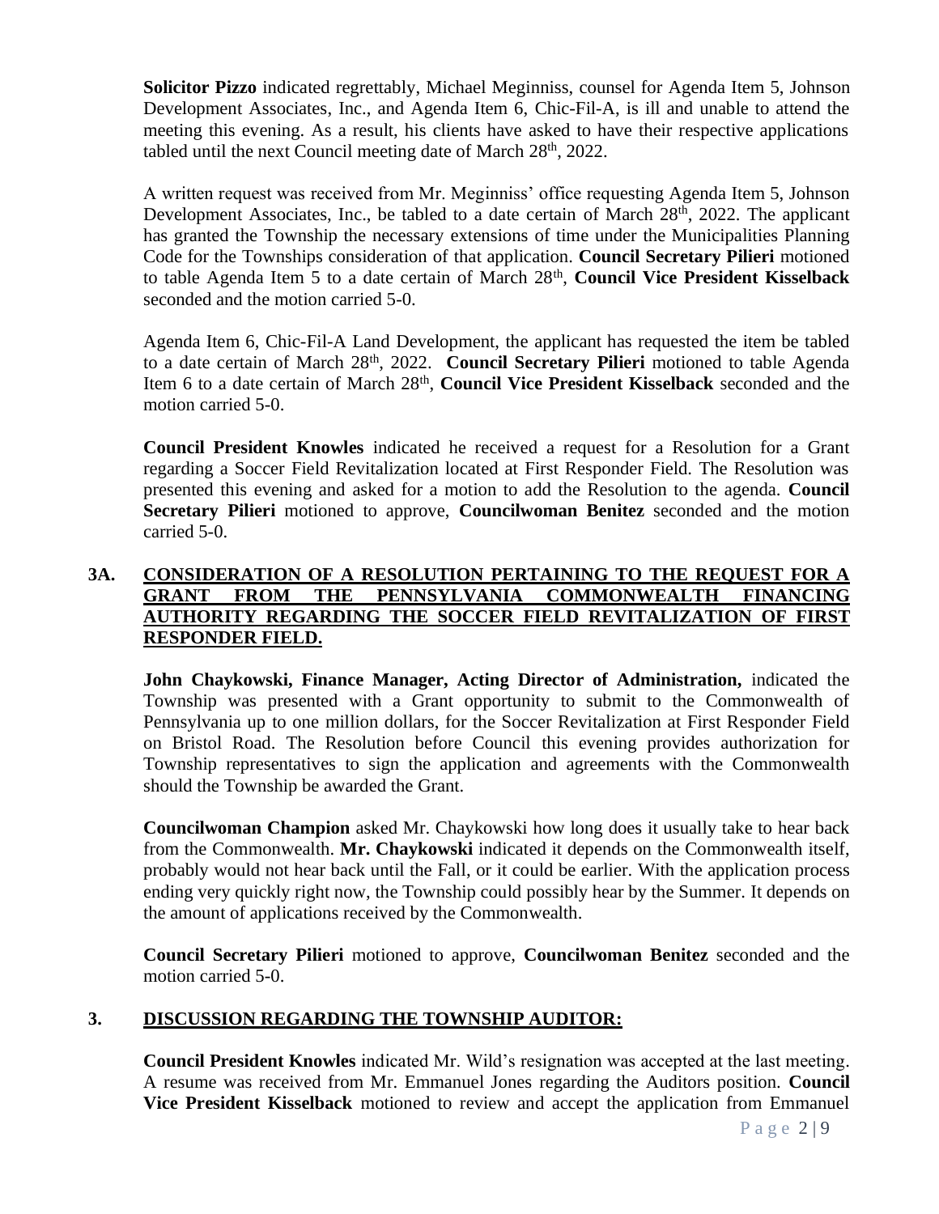**Solicitor Pizzo** indicated regrettably, Michael Meginniss, counsel for Agenda Item 5, Johnson Development Associates, Inc., and Agenda Item 6, Chic-Fil-A, is ill and unable to attend the meeting this evening. As a result, his clients have asked to have their respective applications tabled until the next Council meeting date of March 28th, 2022.

A written request was received from Mr. Meginniss' office requesting Agenda Item 5, Johnson Development Associates, Inc., be tabled to a date certain of March 28th, 2022. The applicant has granted the Township the necessary extensions of time under the Municipalities Planning Code for the Townships consideration of that application. **Council Secretary Pilieri** motioned to table Agenda Item 5 to a date certain of March 28th, **Council Vice President Kisselback** seconded and the motion carried 5-0.

Agenda Item 6, Chic-Fil-A Land Development, the applicant has requested the item be tabled to a date certain of March 28th, 2022. **Council Secretary Pilieri** motioned to table Agenda Item 6 to a date certain of March 28th, **Council Vice President Kisselback** seconded and the motion carried 5-0.

**Council President Knowles** indicated he received a request for a Resolution for a Grant regarding a Soccer Field Revitalization located at First Responder Field. The Resolution was presented this evening and asked for a motion to add the Resolution to the agenda. **Council Secretary Pilieri** motioned to approve, **Councilwoman Benitez** seconded and the motion carried 5-0.

## 3A. CONSIDERATION OF A RESOLUTION PERTAINING TO THE REQUEST FOR A GRANT FROM THE PENNSYLVANIA COMMONWEALTH FINANCING AUTHORITY REGARDING THE SOCCER FIELD REVITALIZATION OF FIRST RESPONDER FIELD.

**John Chaykowski, Finance Manager, Acting Director of Administration,** indicated the Township was presented with a Grant opportunity to submit to the Commonwealth of Pennsylvania up to one million dollars, for the Soccer Revitalization at First Responder Field on Bristol Road. The Resolution before Council this evening provides authorization for Township representatives to sign the application and agreements with the Commonwealth should the Township be awarded the Grant.

**Councilwoman Champion** asked Mr. Chaykowski how long does it usually take to hear back from the Commonwealth. **Mr. Chaykowski** indicated it depends on the Commonwealth itself, probably would not hear back until the Fall, or it could be earlier. With the application process ending very quickly right now, the Township could possibly hear by the Summer. It depends on the amount of applications received by the Commonwealth.

**Council Secretary Pilieri** motioned to approve, **Councilwoman Benitez** seconded and the motion carried 5-0.

## 3. DISCUSSION REGARDING THE TOWNSHIP AUDITOR:

**Council President Knowles** indicated Mr. Wild's resignation was accepted at the last meeting. A resume was received from Mr. Emmanuel Jones regarding the Auditors position. **Council Vice President Kisselback** motioned to review and accept the application from Emmanuel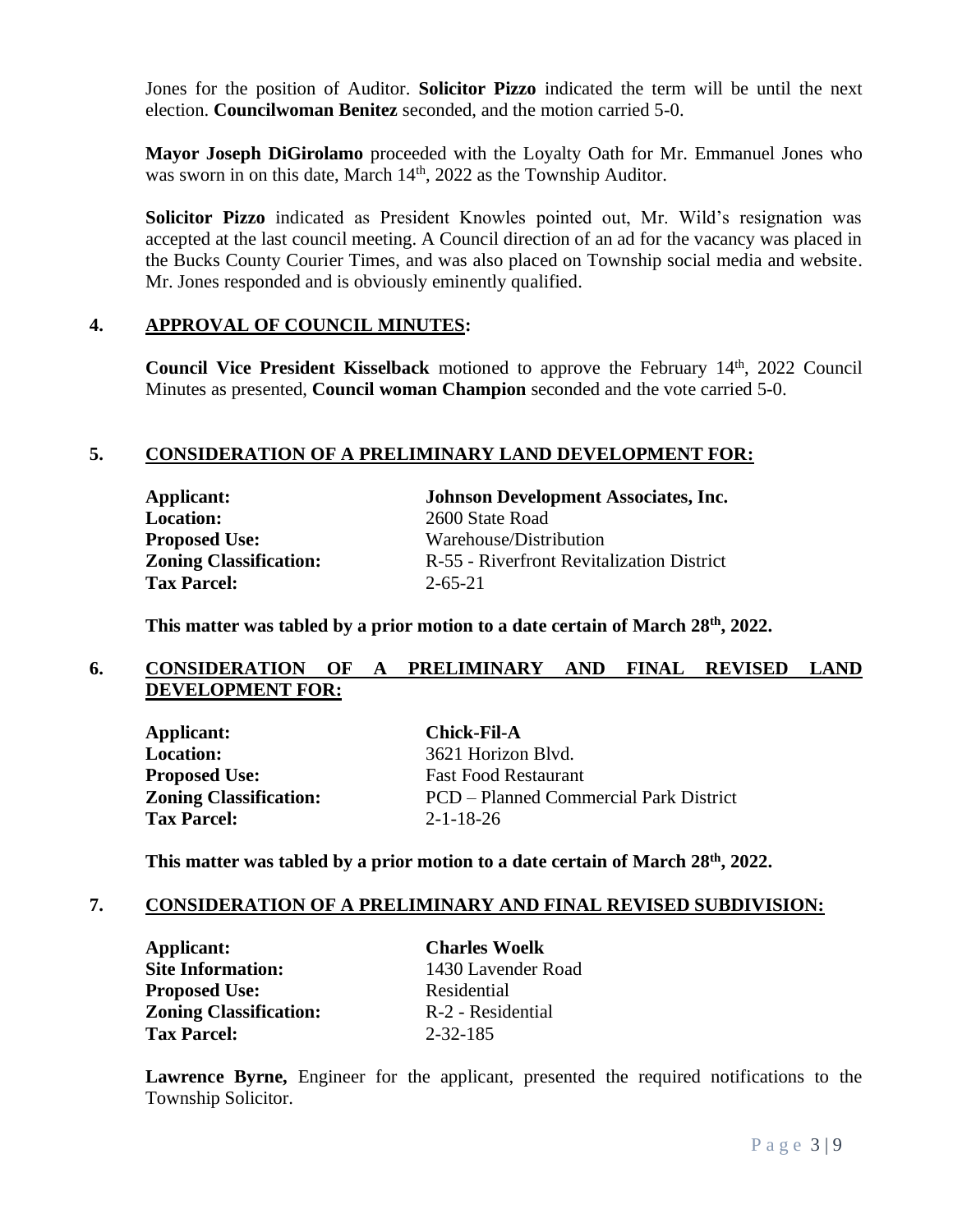Jones for the position of Auditor. **Solicitor Pizzo** indicated the term will be until the next election. **Councilwoman Benitez** seconded, and the motion carried 5-0.

**Mayor Joseph DiGirolamo** proceeded with the Loyalty Oath for Mr. Emmanuel Jones who was sworn in on this date, March 14th, 2022 as the Township Auditor.

**Solicitor Pizzo** indicated as President Knowles pointed out, Mr. Wild's resignation was accepted at the last council meeting. A Council direction of an ad for the vacancy was placed in the Bucks County Courier Times, and was also placed on Township social media and website. Mr. Jones responded and is obviously eminently qualified.

## 4. APPROVAL OF COUNCIL MINUTES:

**Council Vice President Kisselback** motioned to approve the February 14th, 2022 Council Minutes as presented, **Council woman Champion** seconded and the vote carried 5-0.

## 5. CONSIDERATION OF A PRELIMINARY LAND DEVELOPMENT FOR:

**Applicant:** **Johnson Development Associates, Inc.**
**Location:** 2600 State Road
**Proposed Use:** Warehouse/Distribution
**Zoning Classification:** R-55 - Riverfront Revitalization District
**Tax Parcel:** 2-65-21

**This matter was tabled by a prior motion to a date certain of March 28th, 2022.**

## 6. CONSIDERATION OF A PRELIMINARY AND FINAL REVISED LAND DEVELOPMENT FOR:

**Applicant:** **Chick-Fil-A**
**Location:** 3621 Horizon Blvd.
**Proposed Use:** Fast Food Restaurant
**Zoning Classification:** PCD – Planned Commercial Park District
**Tax Parcel:** 2-1-18-26

**This matter was tabled by a prior motion to a date certain of March 28th, 2022.**

## 7. CONSIDERATION OF A PRELIMINARY AND FINAL REVISED SUBDIVISION:

**Applicant:** **Charles Woelk**
**Site Information:** 1430 Lavender Road
**Proposed Use:** Residential
**Zoning Classification:** R-2 - Residential
**Tax Parcel:** 2-32-185

**Lawrence Byrne,** Engineer for the applicant, presented the required notifications to the Township Solicitor.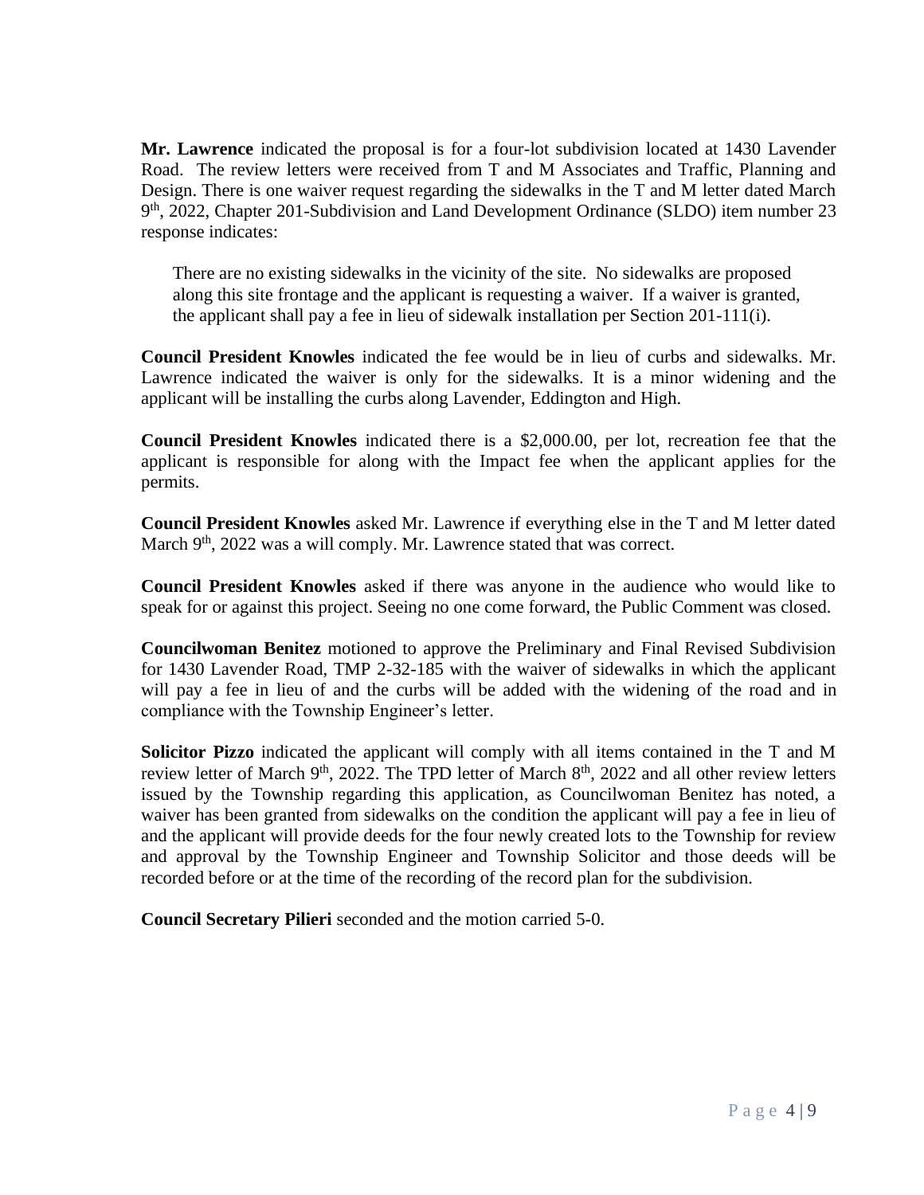**Mr. Lawrence** indicated the proposal is for a four-lot subdivision located at 1430 Lavender Road. The review letters were received from T and M Associates and Traffic, Planning and Design. There is one waiver request regarding the sidewalks in the T and M letter dated March 9th, 2022, Chapter 201-Subdivision and Land Development Ordinance (SLDO) item number 23 response indicates:

> There are no existing sidewalks in the vicinity of the site. No sidewalks are proposed along this site frontage and the applicant is requesting a waiver. If a waiver is granted, the applicant shall pay a fee in lieu of sidewalk installation per Section 201-111(i).

**Council President Knowles** indicated the fee would be in lieu of curbs and sidewalks. Mr. Lawrence indicated the waiver is only for the sidewalks. It is a minor widening and the applicant will be installing the curbs along Lavender, Eddington and High.

**Council President Knowles** indicated there is a $2,000.00, per lot, recreation fee that the applicant is responsible for along with the Impact fee when the applicant applies for the permits.

**Council President Knowles** asked Mr. Lawrence if everything else in the T and M letter dated March 9th, 2022 was a will comply. Mr. Lawrence stated that was correct.

**Council President Knowles** asked if there was anyone in the audience who would like to speak for or against this project. Seeing no one come forward, the Public Comment was closed.

**Councilwoman Benitez** motioned to approve the Preliminary and Final Revised Subdivision for 1430 Lavender Road, TMP 2-32-185 with the waiver of sidewalks in which the applicant will pay a fee in lieu of and the curbs will be added with the widening of the road and in compliance with the Township Engineer's letter.

**Solicitor Pizzo** indicated the applicant will comply with all items contained in the T and M review letter of March 9th, 2022. The TPD letter of March 8th, 2022 and all other review letters issued by the Township regarding this application, as Councilwoman Benitez has noted, a waiver has been granted from sidewalks on the condition the applicant will pay a fee in lieu of and the applicant will provide deeds for the four newly created lots to the Township for review and approval by the Township Engineer and Township Solicitor and those deeds will be recorded before or at the time of the recording of the record plan for the subdivision.

**Council Secretary Pilieri** seconded and the motion carried 5-0.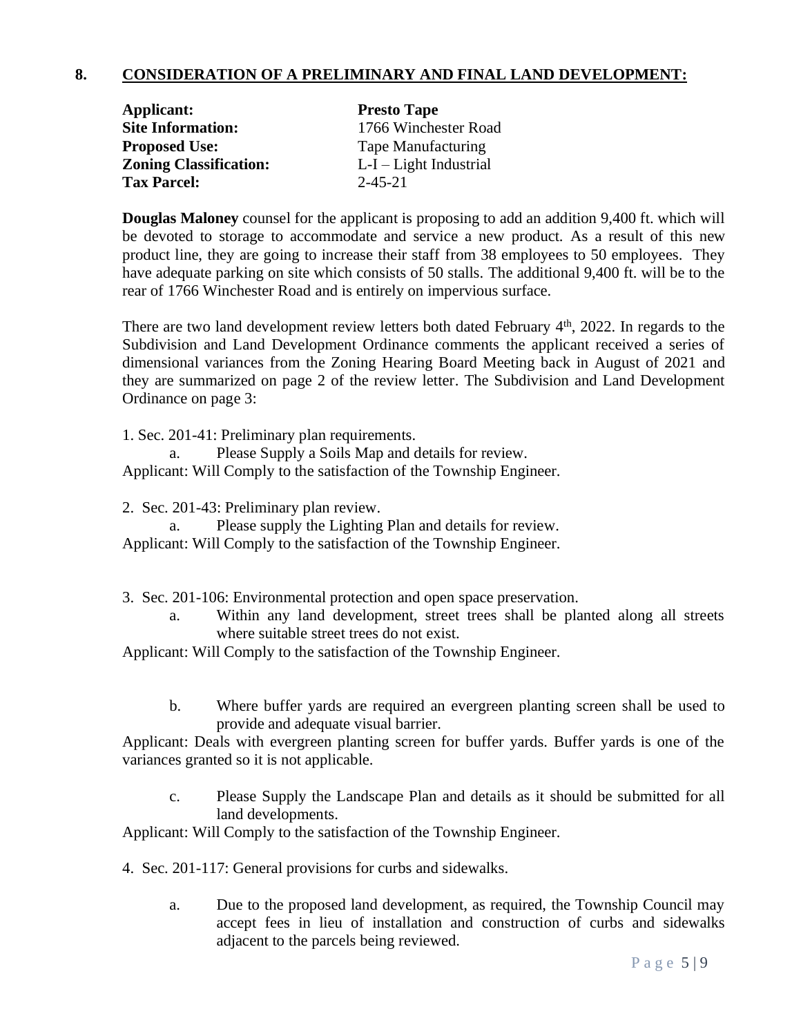## 8. CONSIDERATION OF A PRELIMINARY AND FINAL LAND DEVELOPMENT:

**Applicant:** **Presto Tape**
**Site Information:** 1766 Winchester Road
**Proposed Use:** Tape Manufacturing
**Zoning Classification:** L-I – Light Industrial
**Tax Parcel:** 2-45-21

**Douglas Maloney** counsel for the applicant is proposing to add an addition 9,400 ft. which will be devoted to storage to accommodate and service a new product. As a result of this new product line, they are going to increase their staff from 38 employees to 50 employees. They have adequate parking on site which consists of 50 stalls. The additional 9,400 ft. will be to the rear of 1766 Winchester Road and is entirely on impervious surface.

There are two land development review letters both dated February 4th, 2022. In regards to the Subdivision and Land Development Ordinance comments the applicant received a series of dimensional variances from the Zoning Hearing Board Meeting back in August of 2021 and they are summarized on page 2 of the review letter. The Subdivision and Land Development Ordinance on page 3:

1. Sec. 201-41: Preliminary plan requirements.
   a. Please Supply a Soils Map and details for review.

Applicant: Will Comply to the satisfaction of the Township Engineer.

2. Sec. 201-43: Preliminary plan review.
   a. Please supply the Lighting Plan and details for review.

Applicant: Will Comply to the satisfaction of the Township Engineer.

3. Sec. 201-106: Environmental protection and open space preservation.
   a. Within any land development, street trees shall be planted along all streets where suitable street trees do not exist.

Applicant: Will Comply to the satisfaction of the Township Engineer.

   b. Where buffer yards are required an evergreen planting screen shall be used to provide and adequate visual barrier.

Applicant: Deals with evergreen planting screen for buffer yards. Buffer yards is one of the variances granted so it is not applicable.

   c. Please Supply the Landscape Plan and details as it should be submitted for all land developments.

Applicant: Will Comply to the satisfaction of the Township Engineer.

4. Sec. 201-117: General provisions for curbs and sidewalks.
   a. Due to the proposed land development, as required, the Township Council may accept fees in lieu of installation and construction of curbs and sidewalks adjacent to the parcels being reviewed.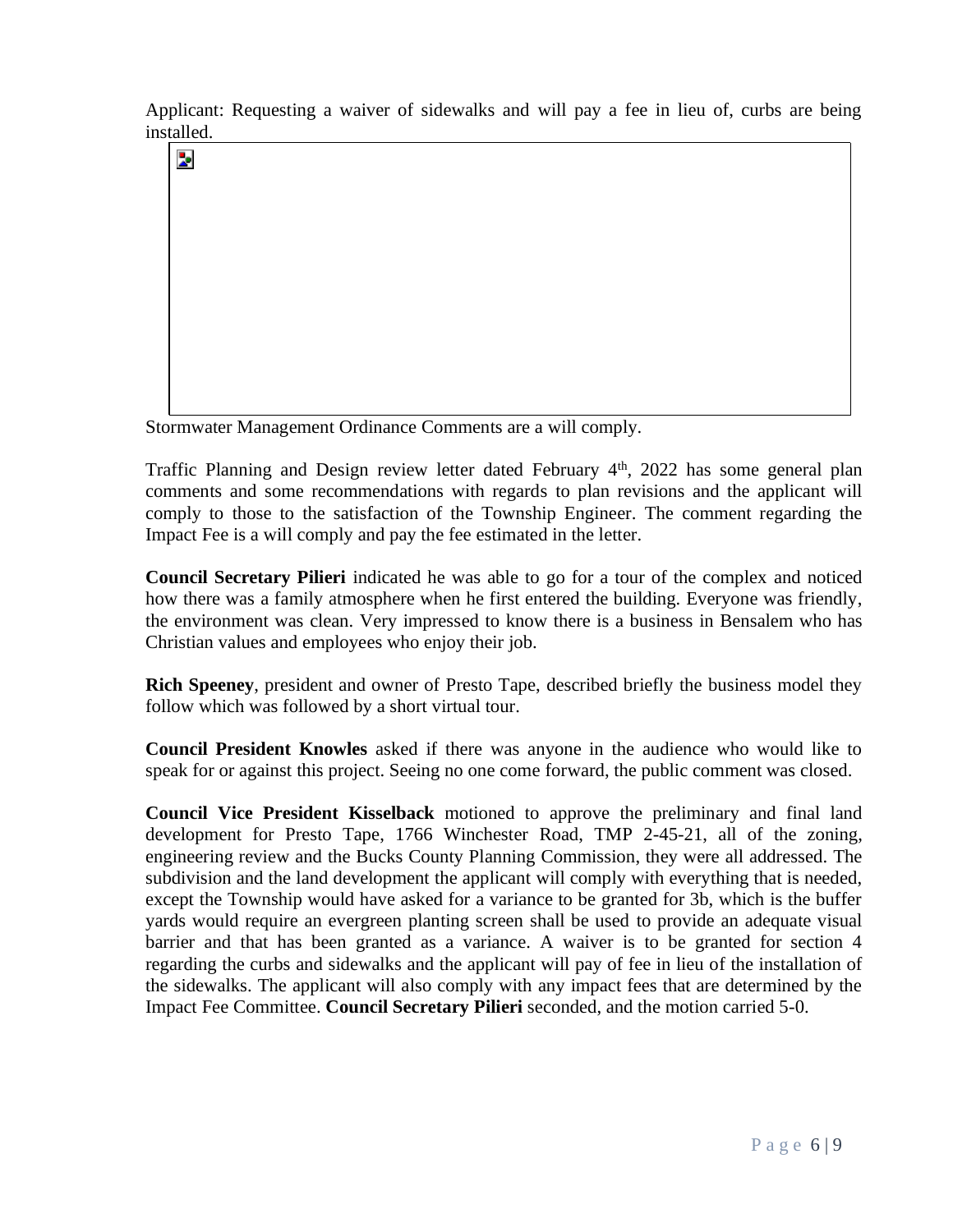Applicant: Requesting a waiver of sidewalks and will pay a fee in lieu of, curbs are being installed.

Stormwater Management Ordinance Comments are a will comply.

Traffic Planning and Design review letter dated February 4th, 2022 has some general plan comments and some recommendations with regards to plan revisions and the applicant will comply to those to the satisfaction of the Township Engineer. The comment regarding the Impact Fee is a will comply and pay the fee estimated in the letter.

**Council Secretary Pilieri** indicated he was able to go for a tour of the complex and noticed how there was a family atmosphere when he first entered the building. Everyone was friendly, the environment was clean. Very impressed to know there is a business in Bensalem who has Christian values and employees who enjoy their job.

**Rich Speeney**, president and owner of Presto Tape, described briefly the business model they follow which was followed by a short virtual tour.

**Council President Knowles** asked if there was anyone in the audience who would like to speak for or against this project. Seeing no one come forward, the public comment was closed.

**Council Vice President Kisselback** motioned to approve the preliminary and final land development for Presto Tape, 1766 Winchester Road, TMP 2-45-21, all of the zoning, engineering review and the Bucks County Planning Commission, they were all addressed. The subdivision and the land development the applicant will comply with everything that is needed, except the Township would have asked for a variance to be granted for 3b, which is the buffer yards would require an evergreen planting screen shall be used to provide an adequate visual barrier and that has been granted as a variance. A waiver is to be granted for section 4 regarding the curbs and sidewalks and the applicant will pay of fee in lieu of the installation of the sidewalks. The applicant will also comply with any impact fees that are determined by the Impact Fee Committee. **Council Secretary Pilieri** seconded, and the motion carried 5-0.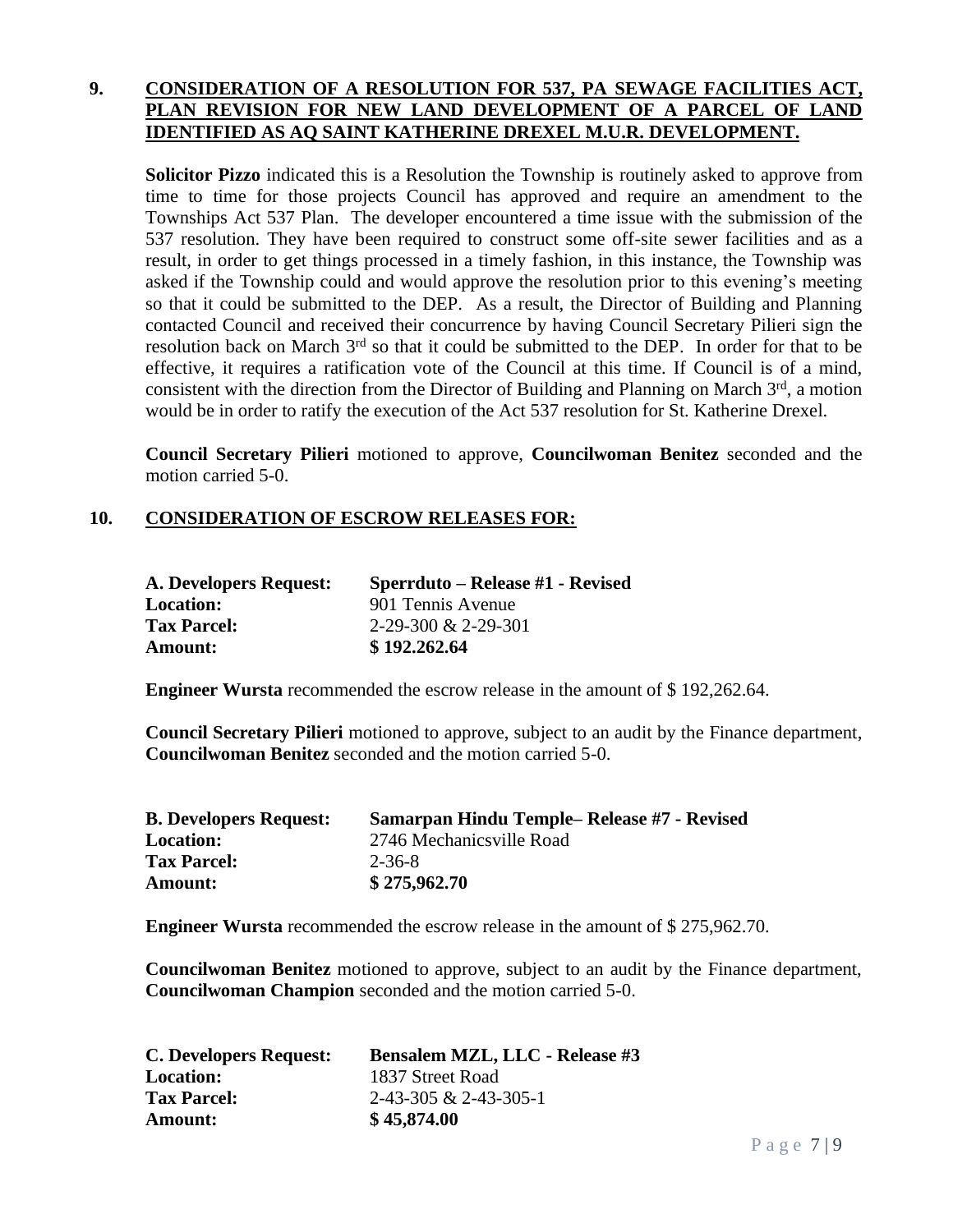**9. CONSIDERATION OF A RESOLUTION FOR 537, PA SEWAGE FACILITIES ACT, PLAN REVISION FOR NEW LAND DEVELOPMENT OF A PARCEL OF LAND IDENTIFIED AS AQ SAINT KATHERINE DREXEL M.U.R. DEVELOPMENT.**

**Solicitor Pizzo** indicated this is a Resolution the Township is routinely asked to approve from time to time for those projects Council has approved and require an amendment to the Townships Act 537 Plan. The developer encountered a time issue with the submission of the 537 resolution. They have been required to construct some off-site sewer facilities and as a result, in order to get things processed in a timely fashion, in this instance, the Township was asked if the Township could and would approve the resolution prior to this evening's meeting so that it could be submitted to the DEP. As a result, the Director of Building and Planning contacted Council and received their concurrence by having Council Secretary Pilieri sign the resolution back on March 3rd so that it could be submitted to the DEP. In order for that to be effective, it requires a ratification vote of the Council at this time. If Council is of a mind, consistent with the direction from the Director of Building and Planning on March 3rd, a motion would be in order to ratify the execution of the Act 537 resolution for St. Katherine Drexel.

**Council Secretary Pilieri** motioned to approve, **Councilwoman Benitez** seconded and the motion carried 5-0.

**10. CONSIDERATION OF ESCROW RELEASES FOR:**

| | |
|---|---|
| **A. Developers Request:** | **Sperrduto – Release #1 - Revised** |
| **Location:** | 901 Tennis Avenue |
| **Tax Parcel:** | 2-29-300 & 2-29-301 |
| **Amount:** | **$ 192.262.64** |

**Engineer Wursta** recommended the escrow release in the amount of $ 192,262.64.

**Council Secretary Pilieri** motioned to approve, subject to an audit by the Finance department, **Councilwoman Benitez** seconded and the motion carried 5-0.

| | |
|---|---|
| **B. Developers Request:** | **Samarpan Hindu Temple– Release #7 - Revised** |
| **Location:** | 2746 Mechanicsville Road |
| **Tax Parcel:** | 2-36-8 |
| **Amount:** | **$ 275,962.70** |

**Engineer Wursta** recommended the escrow release in the amount of $ 275,962.70.

**Councilwoman Benitez** motioned to approve, subject to an audit by the Finance department, **Councilwoman Champion** seconded and the motion carried 5-0.

| | |
|---|---|
| **C. Developers Request:** | **Bensalem MZL, LLC - Release #3** |
| **Location:** | 1837 Street Road |
| **Tax Parcel:** | 2-43-305 & 2-43-305-1 |
| **Amount:** | **$ 45,874.00** |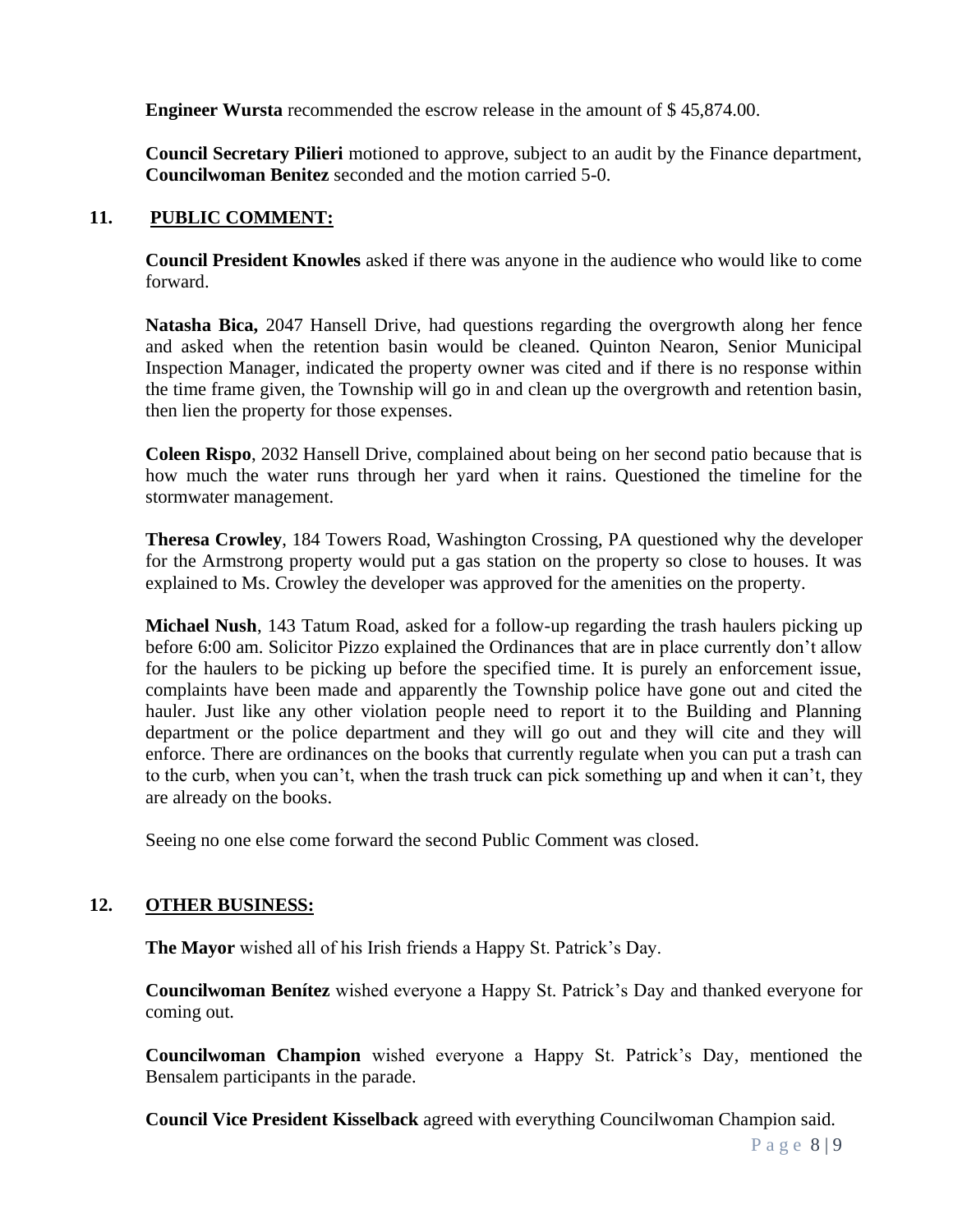**Engineer Wursta** recommended the escrow release in the amount of $ 45,874.00.

**Council Secretary Pilieri** motioned to approve, subject to an audit by the Finance department, **Councilwoman Benitez** seconded and the motion carried 5-0.

## 11. PUBLIC COMMENT:

**Council President Knowles** asked if there was anyone in the audience who would like to come forward.

**Natasha Bica,** 2047 Hansell Drive, had questions regarding the overgrowth along her fence and asked when the retention basin would be cleaned. Quinton Nearon, Senior Municipal Inspection Manager, indicated the property owner was cited and if there is no response within the time frame given, the Township will go in and clean up the overgrowth and retention basin, then lien the property for those expenses.

**Coleen Rispo**, 2032 Hansell Drive, complained about being on her second patio because that is how much the water runs through her yard when it rains. Questioned the timeline for the stormwater management.

**Theresa Crowley**, 184 Towers Road, Washington Crossing, PA questioned why the developer for the Armstrong property would put a gas station on the property so close to houses. It was explained to Ms. Crowley the developer was approved for the amenities on the property.

**Michael Nush**, 143 Tatum Road, asked for a follow-up regarding the trash haulers picking up before 6:00 am. Solicitor Pizzo explained the Ordinances that are in place currently don't allow for the haulers to be picking up before the specified time. It is purely an enforcement issue, complaints have been made and apparently the Township police have gone out and cited the hauler. Just like any other violation people need to report it to the Building and Planning department or the police department and they will go out and they will cite and they will enforce. There are ordinances on the books that currently regulate when you can put a trash can to the curb, when you can't, when the trash truck can pick something up and when it can't, they are already on the books.

Seeing no one else come forward the second Public Comment was closed.

## 12. OTHER BUSINESS:

**The Mayor** wished all of his Irish friends a Happy St. Patrick's Day.

**Councilwoman Benítez** wished everyone a Happy St. Patrick's Day and thanked everyone for coming out.

**Councilwoman Champion** wished everyone a Happy St. Patrick's Day, mentioned the Bensalem participants in the parade.

**Council Vice President Kisselback** agreed with everything Councilwoman Champion said.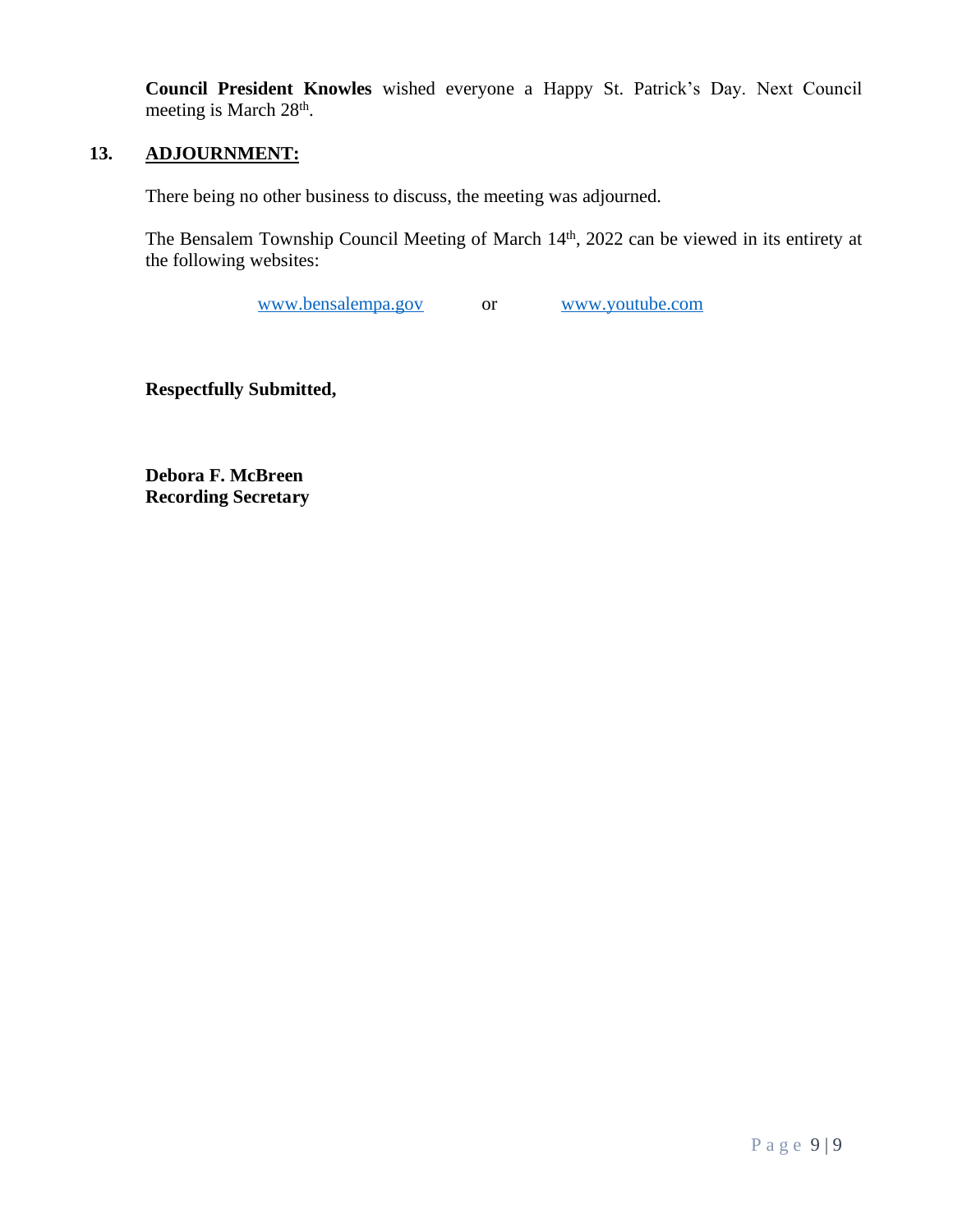**Council President Knowles** wished everyone a Happy St. Patrick's Day. Next Council meeting is March 28th.

## 13. ADJOURNMENT:

There being no other business to discuss, the meeting was adjourned.

The Bensalem Township Council Meeting of March 14th, 2022 can be viewed in its entirety at the following websites:

www.bensalempa.gov or www.youtube.com

**Respectfully Submitted,**

**Debora F. McBreen**
**Recording Secretary**